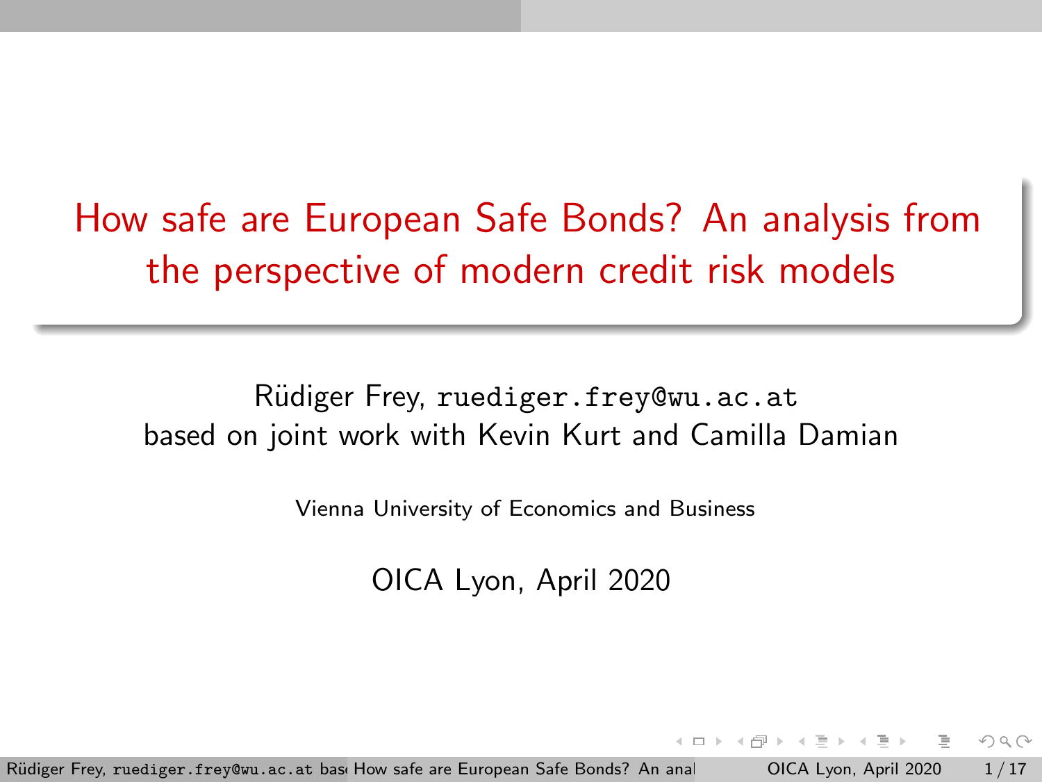# How safe are European Safe Bonds? An analysis from the perspective of modern credit risk models

Rüdiger Frey, `ruediger.frey@wu.ac.at`
based on joint work with Kevin Kurt and Camilla Damian

Vienna University of Economics and Business

OICA Lyon, April 2020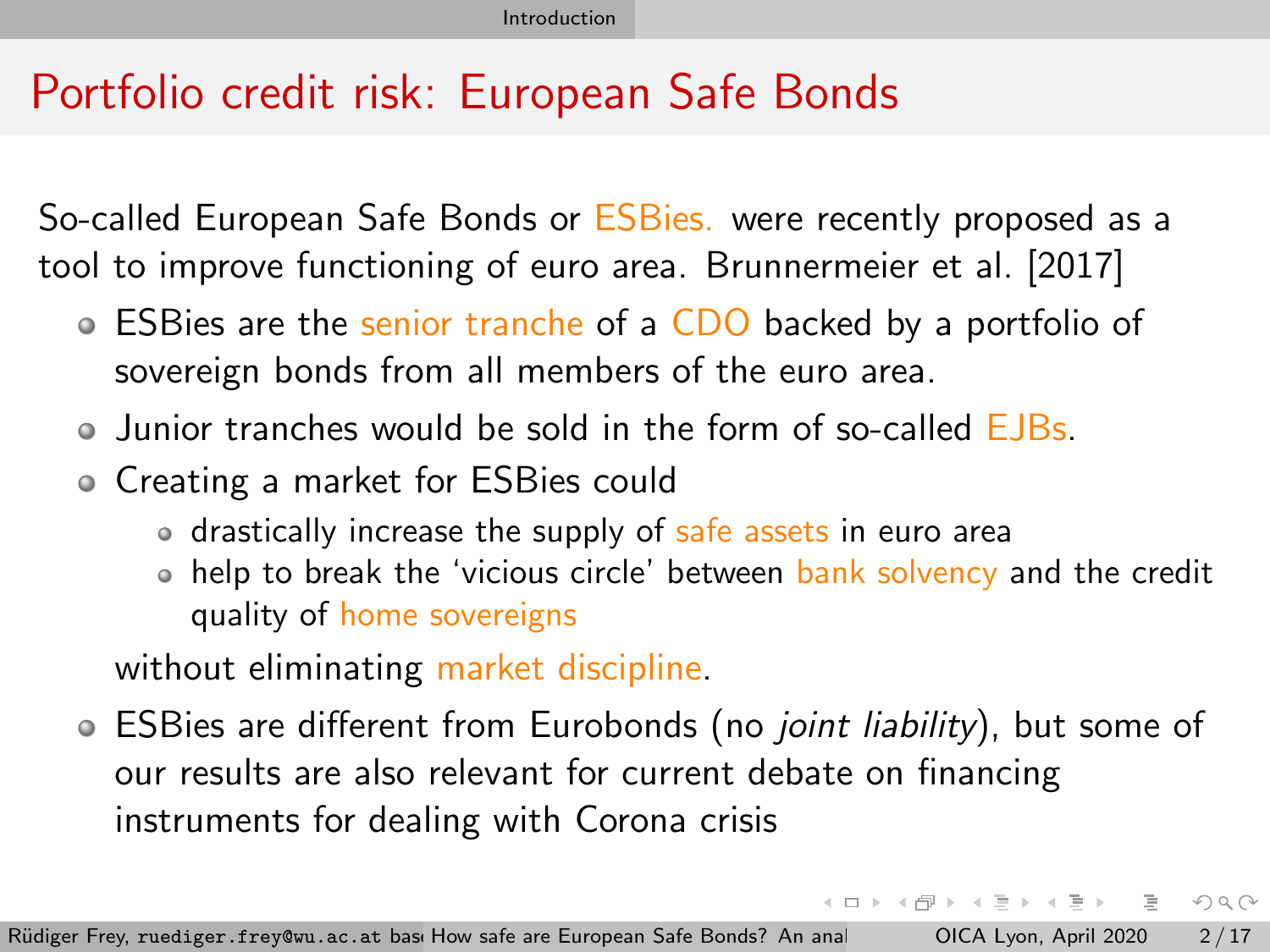# Portfolio credit risk: European Safe Bonds

So-called European Safe Bonds or ESBies. were recently proposed as a tool to improve functioning of euro area. Brunnermeier et al. [2017]

- ESBies are the senior tranche of a CDO backed by a portfolio of sovereign bonds from all members of the euro area.
- Junior tranches would be sold in the form of so-called EJBs.
- Creating a market for ESBies could
  - drastically increase the supply of safe assets in euro area
  - help to break the 'vicious circle' between bank solvency and the credit quality of home sovereigns

  without eliminating market discipline.
- ESBies are different from Eurobonds (no *joint liability*), but some of our results are also relevant for current debate on financing instruments for dealing with Corona crisis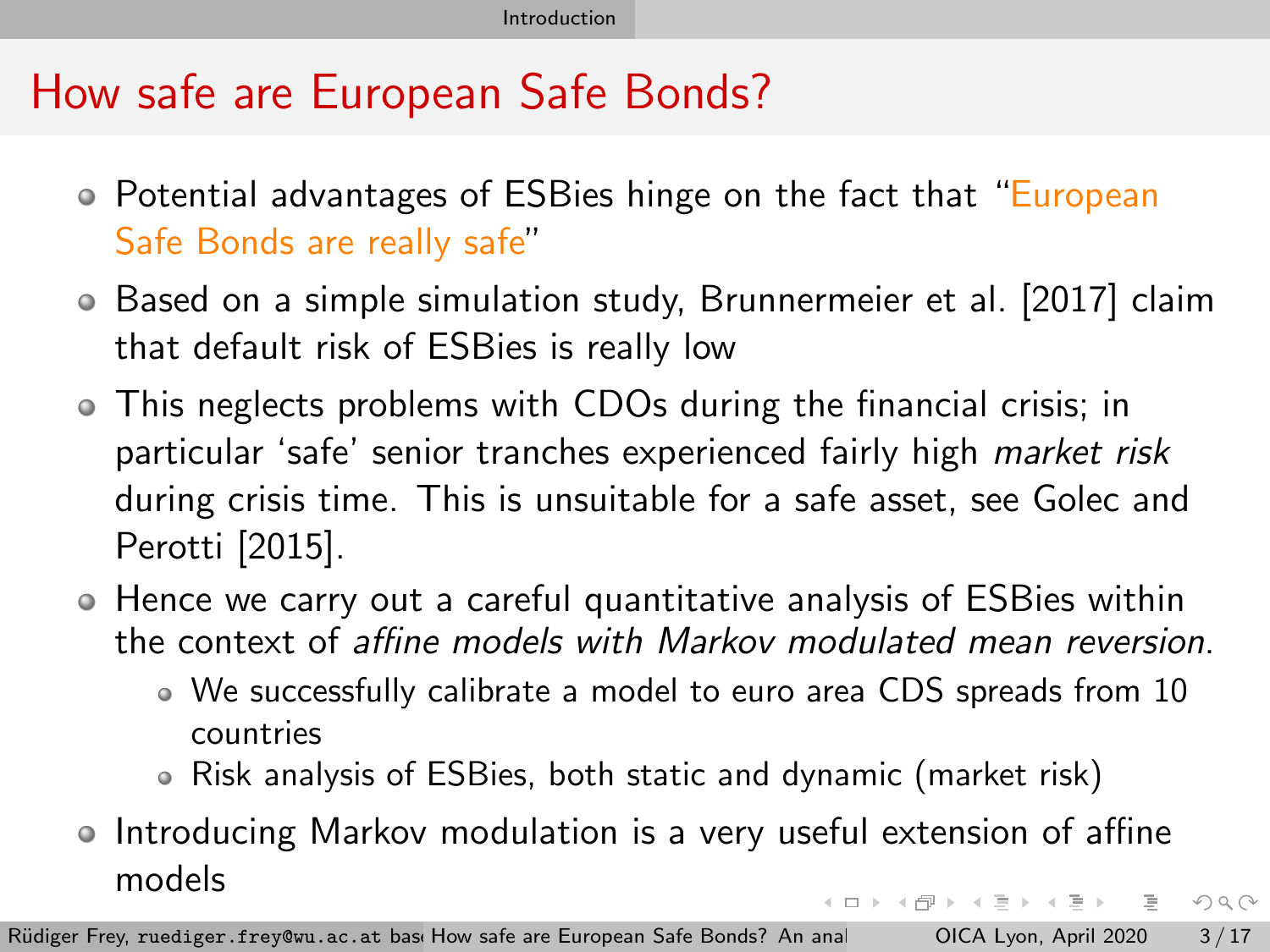# How safe are European Safe Bonds?

- Potential advantages of ESBies hinge on the fact that "European Safe Bonds are really safe"
- Based on a simple simulation study, Brunnermeier et al. [2017] claim that default risk of ESBies is really low
- This neglects problems with CDOs during the financial crisis; in particular 'safe' senior tranches experienced fairly high *market risk* during crisis time. This is unsuitable for a safe asset, see Golec and Perotti [2015].
- Hence we carry out a careful quantitative analysis of ESBies within the context of *affine models with Markov modulated mean reversion*.
  - We successfully calibrate a model to euro area CDS spreads from 10 countries
  - Risk analysis of ESBies, both static and dynamic (market risk)
- Introducing Markov modulation is a very useful extension of affine models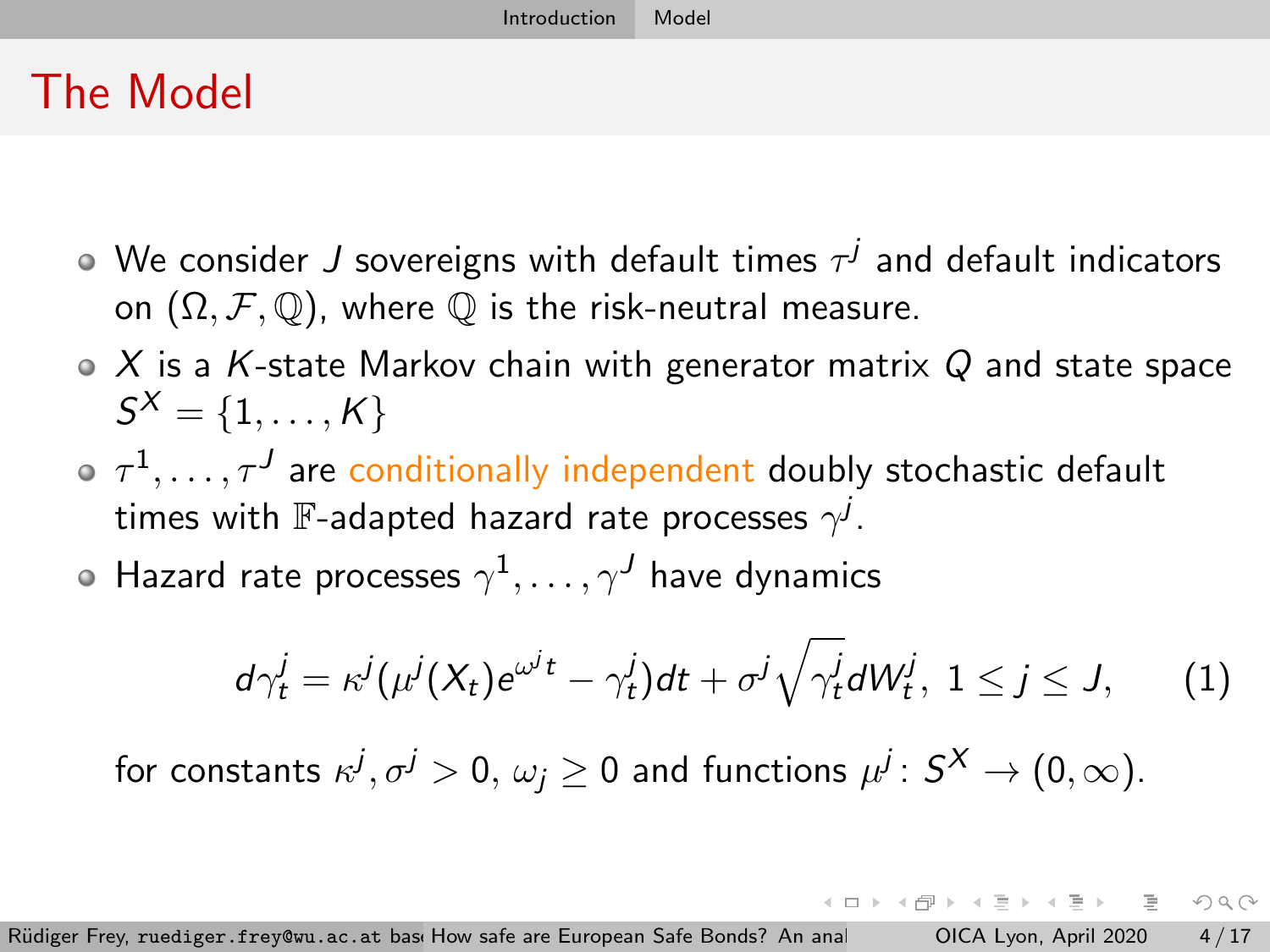# The Model

- We consider $J$ sovereigns with default times $\tau^j$ and default indicators on $(\Omega, \mathcal{F}, \mathbb{Q})$, where $\mathbb{Q}$ is the risk-neutral measure.
- $X$ is a $K$-state Markov chain with generator matrix $Q$ and state space $S^X = \{1, \ldots, K\}$
- $\tau^1, \ldots, \tau^J$ are conditionally independent doubly stochastic default times with $\mathbb{F}$-adapted hazard rate processes $\gamma^j$.
- Hazard rate processes $\gamma^1, \ldots, \gamma^J$ have dynamics

$$d\gamma_t^j = \kappa^j(\mu^j(X_t)e^{\omega^j t} - \gamma_t^j)dt + \sigma^j \sqrt{\gamma_t^j} dW_t^j, \; 1 \leq j \leq J, \qquad (1)$$

for constants $\kappa^j, \sigma^j > 0$, $\omega_j \geq 0$ and functions $\mu^j \colon S^X \to (0, \infty)$.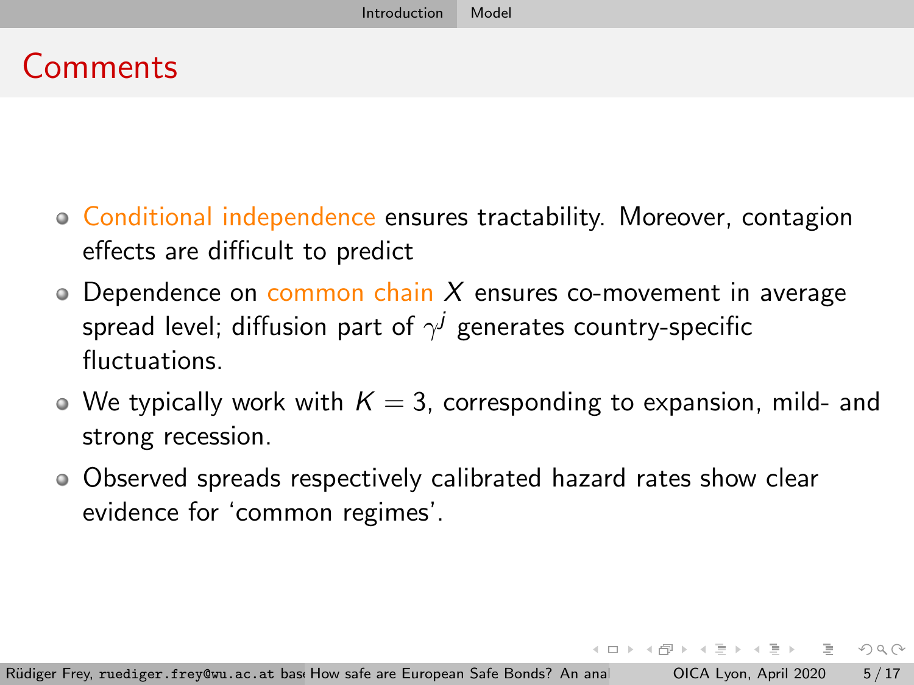# Comments

- Conditional independence ensures tractability. Moreover, contagion effects are difficult to predict
- Dependence on common chain $X$ ensures co-movement in average spread level; diffusion part of $\gamma^j$ generates country-specific fluctuations.
- We typically work with $K = 3$, corresponding to expansion, mild- and strong recession.
- Observed spreads respectively calibrated hazard rates show clear evidence for 'common regimes'.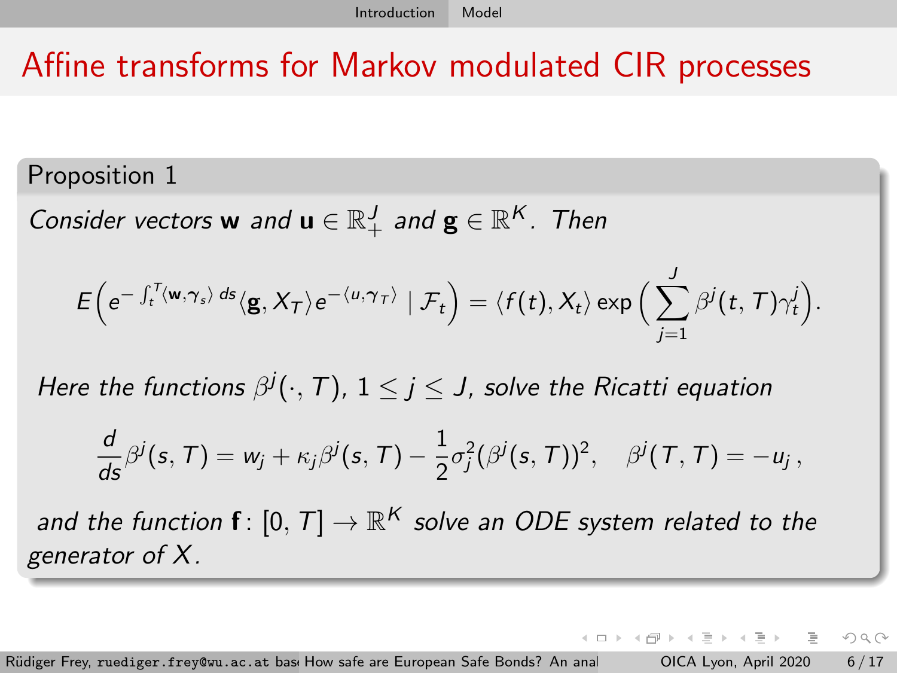# Affine transforms for Markov modulated CIR processes

**Proposition 1**

*Consider vectors* $\mathbf{w}$ *and* $\mathbf{u} \in \mathbb{R}_+^J$ *and* $\mathbf{g} \in \mathbb{R}^K$. *Then*

$$E\Big( e^{-\int_t^T \langle \mathbf{w}, \gamma_s \rangle \, ds} \langle \mathbf{g}, X_T \rangle e^{-\langle u, \gamma_T \rangle} \mid \mathcal{F}_t \Big) = \langle f(t), X_t \rangle \exp\Big( \sum_{j=1}^J \beta^j(t,T) \gamma_t^j \Big).$$

*Here the functions* $\beta^j(\cdot, T)$, $1 \le j \le J$, *solve the Ricatti equation*

$$\frac{d}{ds} \beta^j(s,T) = w_j + \kappa_j \beta^j(s,T) - \frac{1}{2} \sigma_j^2 (\beta^j(s,T))^2, \quad \beta^j(T,T) = -u_j \,,$$

*and the function* $\mathbf{f} \colon [0,T] \to \mathbb{R}^K$ *solve an ODE system related to the generator of* $X$.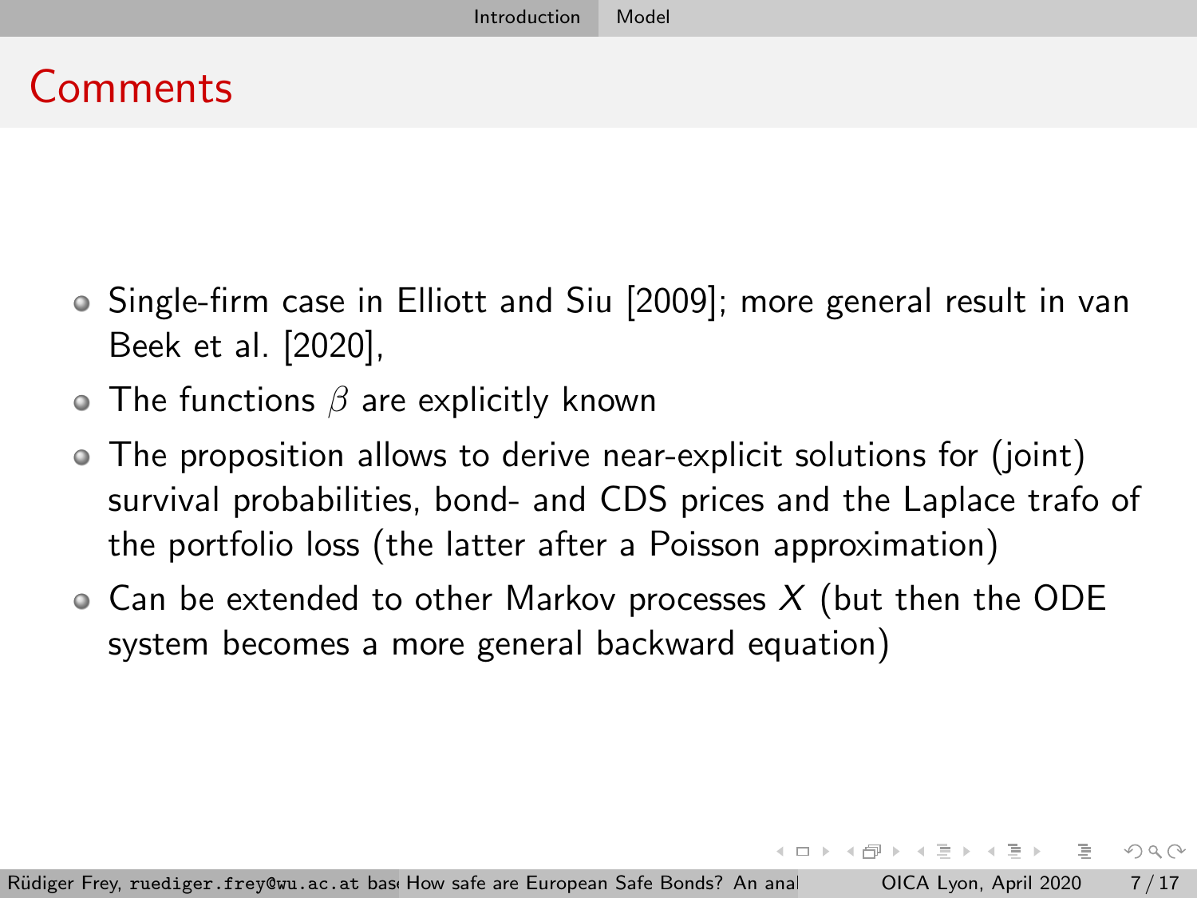# Comments

- Single-firm case in Elliott and Siu [2009]; more general result in van Beek et al. [2020],
- The functions $\beta$ are explicitly known
- The proposition allows to derive near-explicit solutions for (joint) survival probabilities, bond- and CDS prices and the Laplace trafo of the portfolio loss (the latter after a Poisson approximation)
- Can be extended to other Markov processes $X$ (but then the ODE system becomes a more general backward equation)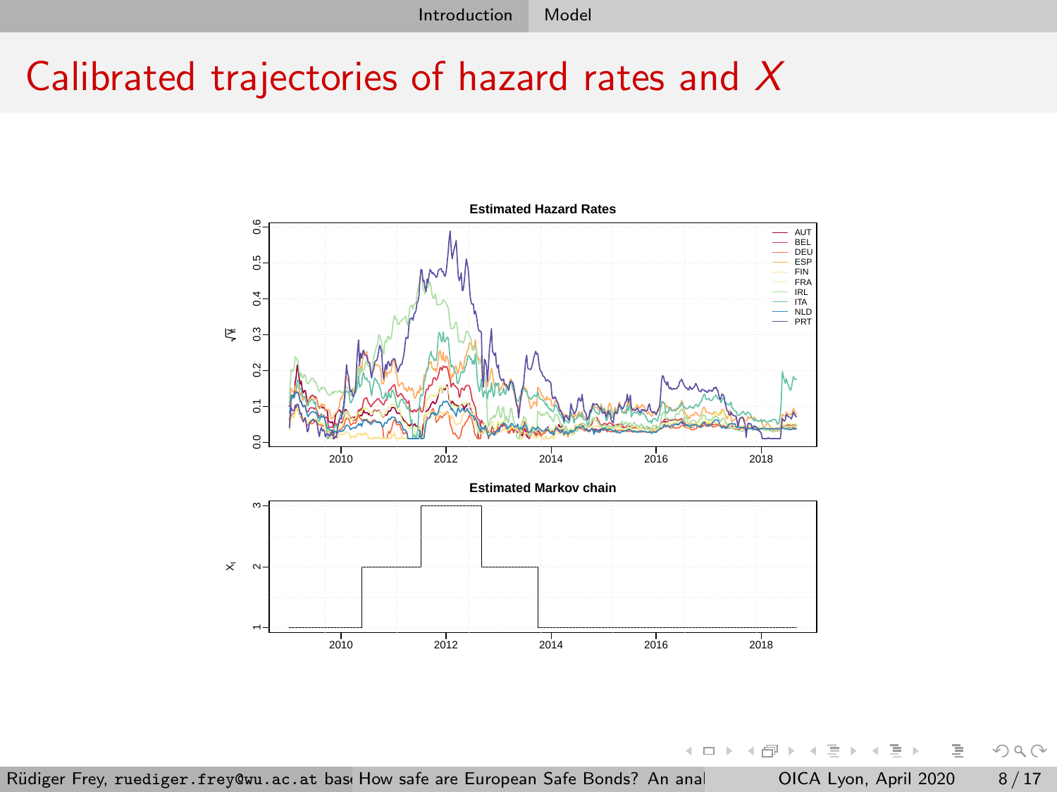# Calibrated trajectories of hazard rates and $X$

**Estimated Hazard Rates**

**Estimated Markov chain**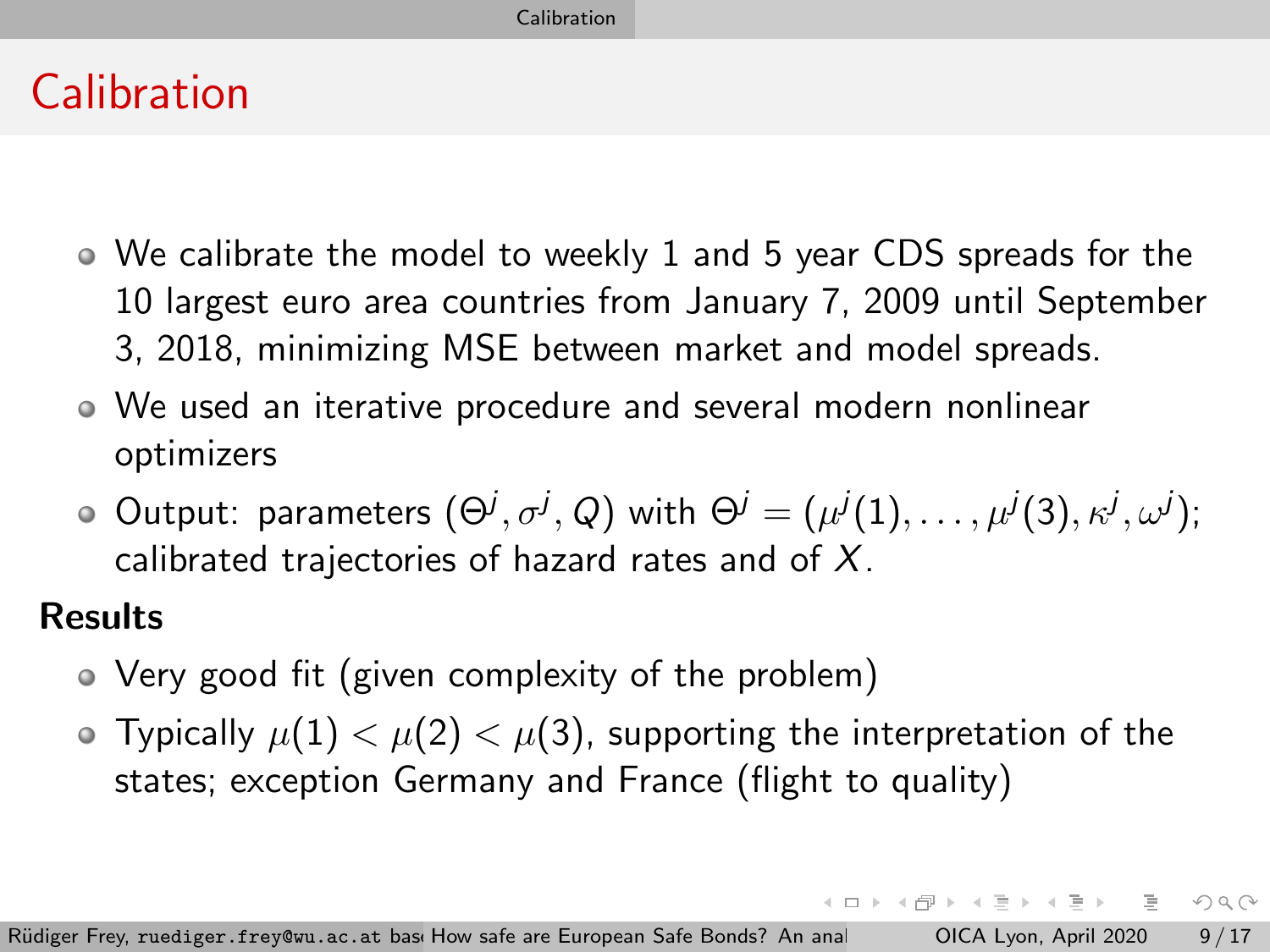# Calibration

- We calibrate the model to weekly 1 and 5 year CDS spreads for the 10 largest euro area countries from January 7, 2009 until September 3, 2018, minimizing MSE between market and model spreads.
- We used an iterative procedure and several modern nonlinear optimizers
- Output: parameters $(\Theta^j, \sigma^j, Q)$ with $\Theta^j = (\mu^j(1), \ldots, \mu^j(3), \kappa^j, \omega^j)$; calibrated trajectories of hazard rates and of $X$.

**Results**

- Very good fit (given complexity of the problem)
- Typically $\mu(1) < \mu(2) < \mu(3)$, supporting the interpretation of the states; exception Germany and France (flight to quality)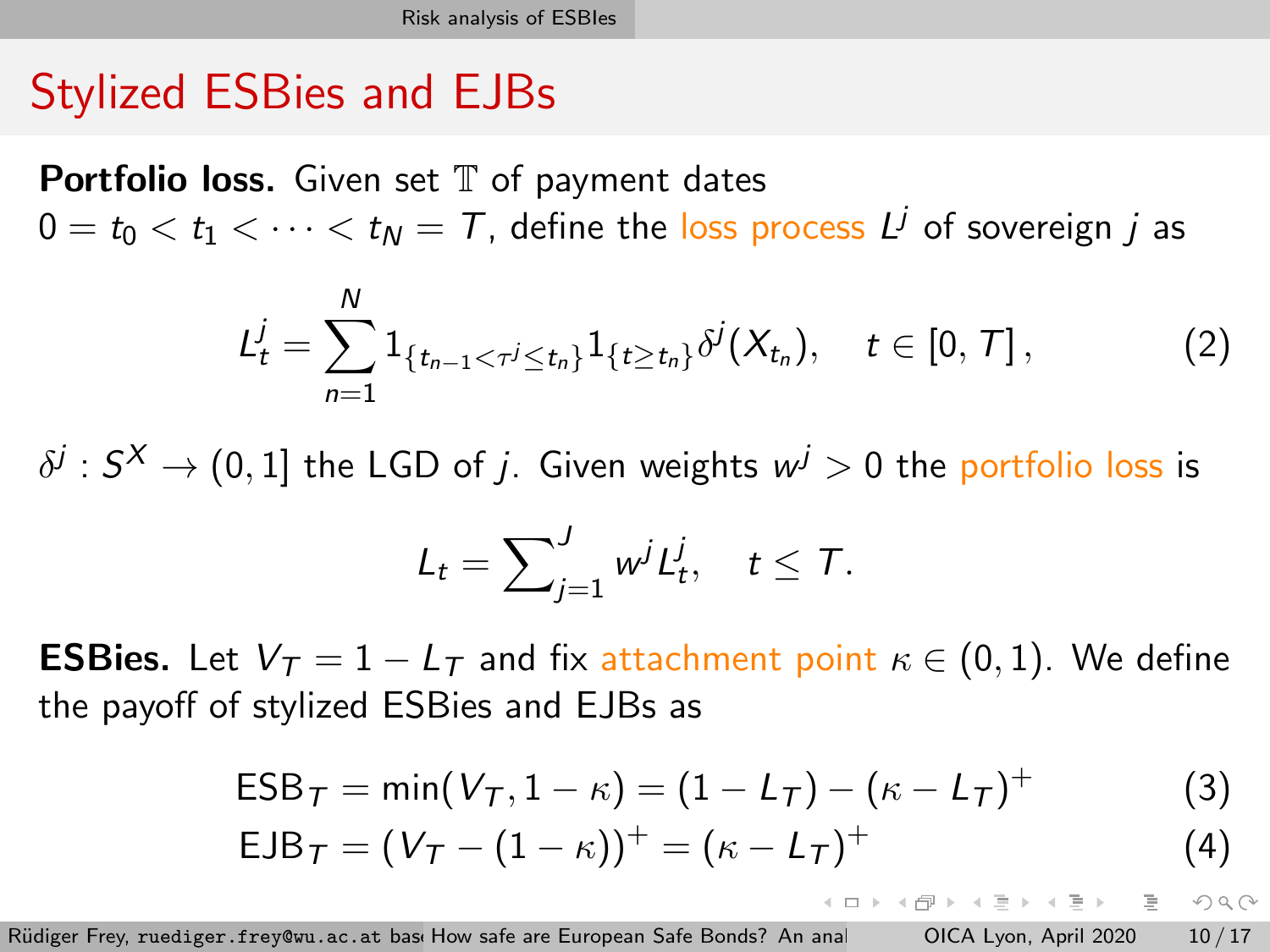# Stylized ESBies and EJBs

**Portfolio loss.** Given set $\mathbb{T}$ of payment dates $0 = t_0 < t_1 < \cdots < t_N = T$, define the loss process $L^j$ of sovereign $j$ as

$$L_t^j = \sum_{n=1}^{N} 1_{\{t_{n-1} < \tau^j \leq t_n\}} 1_{\{t \geq t_n\}} \delta^j(X_{t_n}), \quad t \in [0, T], \tag{2}$$

$\delta^j : S^X \to (0, 1]$ the LGD of $j$. Given weights $w^j > 0$ the portfolio loss is

$$L_t = \sum_{j=1}^{J} w^j L_t^j, \quad t \leq T.$$

**ESBies.** Let $V_T = 1 - L_T$ and fix attachment point $\kappa \in (0, 1)$. We define the payoff of stylized ESBies and EJBs as

$$\text{ESB}_T = \min(V_T, 1 - \kappa) = (1 - L_T) - (\kappa - L_T)^+ \tag{3}$$

$$\text{EJB}_T = (V_T - (1 - \kappa))^+ = (\kappa - L_T)^+ \tag{4}$$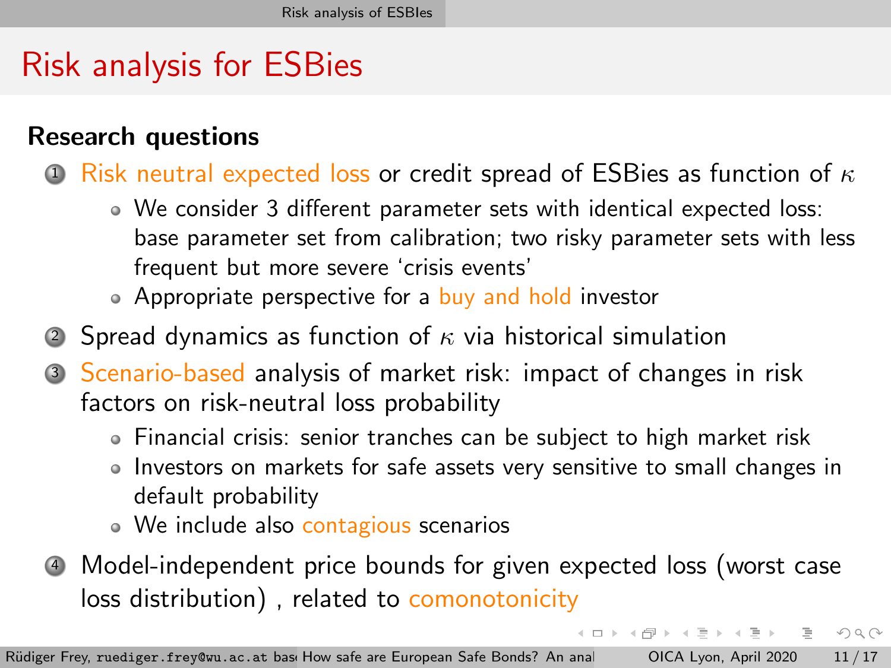# Risk analysis for ESBies

### Research questions

1. Risk neutral expected loss or credit spread of ESBies as function of $\kappa$
   - We consider 3 different parameter sets with identical expected loss: base parameter set from calibration; two risky parameter sets with less frequent but more severe 'crisis events'
   - Appropriate perspective for a buy and hold investor
2. Spread dynamics as function of $\kappa$ via historical simulation
3. Scenario-based analysis of market risk: impact of changes in risk factors on risk-neutral loss probability
   - Financial crisis: senior tranches can be subject to high market risk
   - Investors on markets for safe assets very sensitive to small changes in default probability
   - We include also contagious scenarios
4. Model-independent price bounds for given expected loss (worst case loss distribution) , related to comonotonicity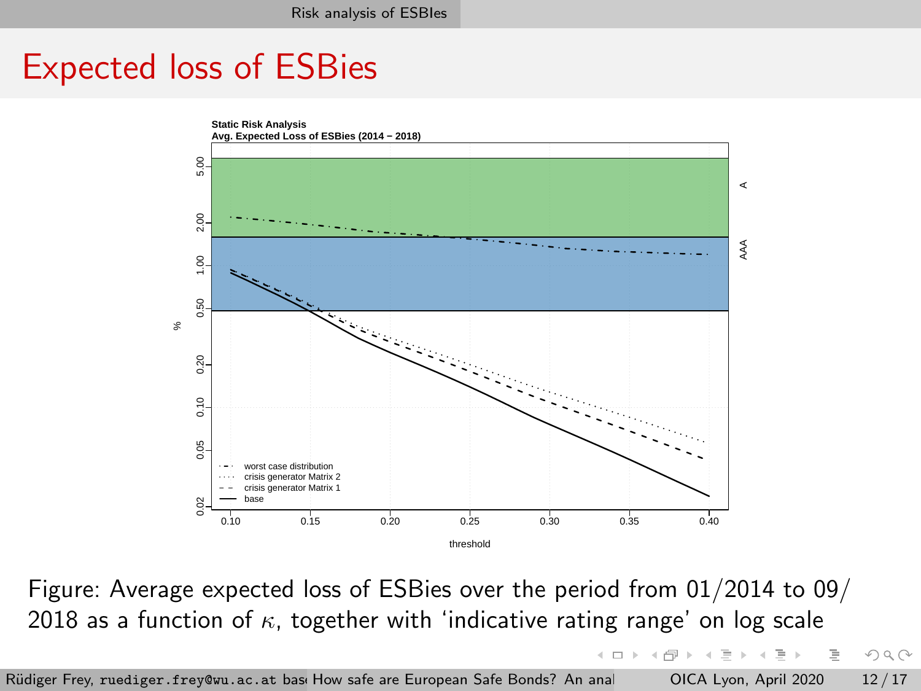# Expected loss of ESBies

Static Risk Analysis
Avg. Expected Loss of ESBies (2014 – 2018)

Figure: Average expected loss of ESBies over the period from 01/2014 to 09/2018 as a function of $\kappa$, together with 'indicative rating range' on log scale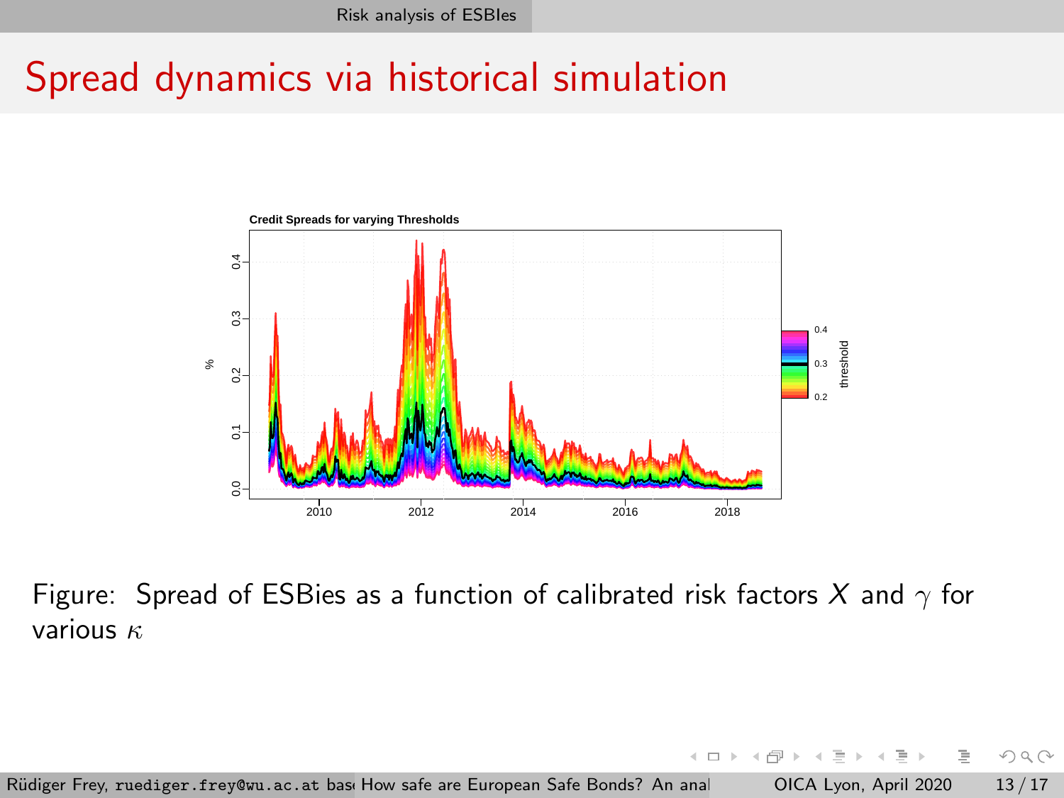# Spread dynamics via historical simulation

Figure: Spread of ESBies as a function of calibrated risk factors $X$ and $\gamma$ for various $\kappa$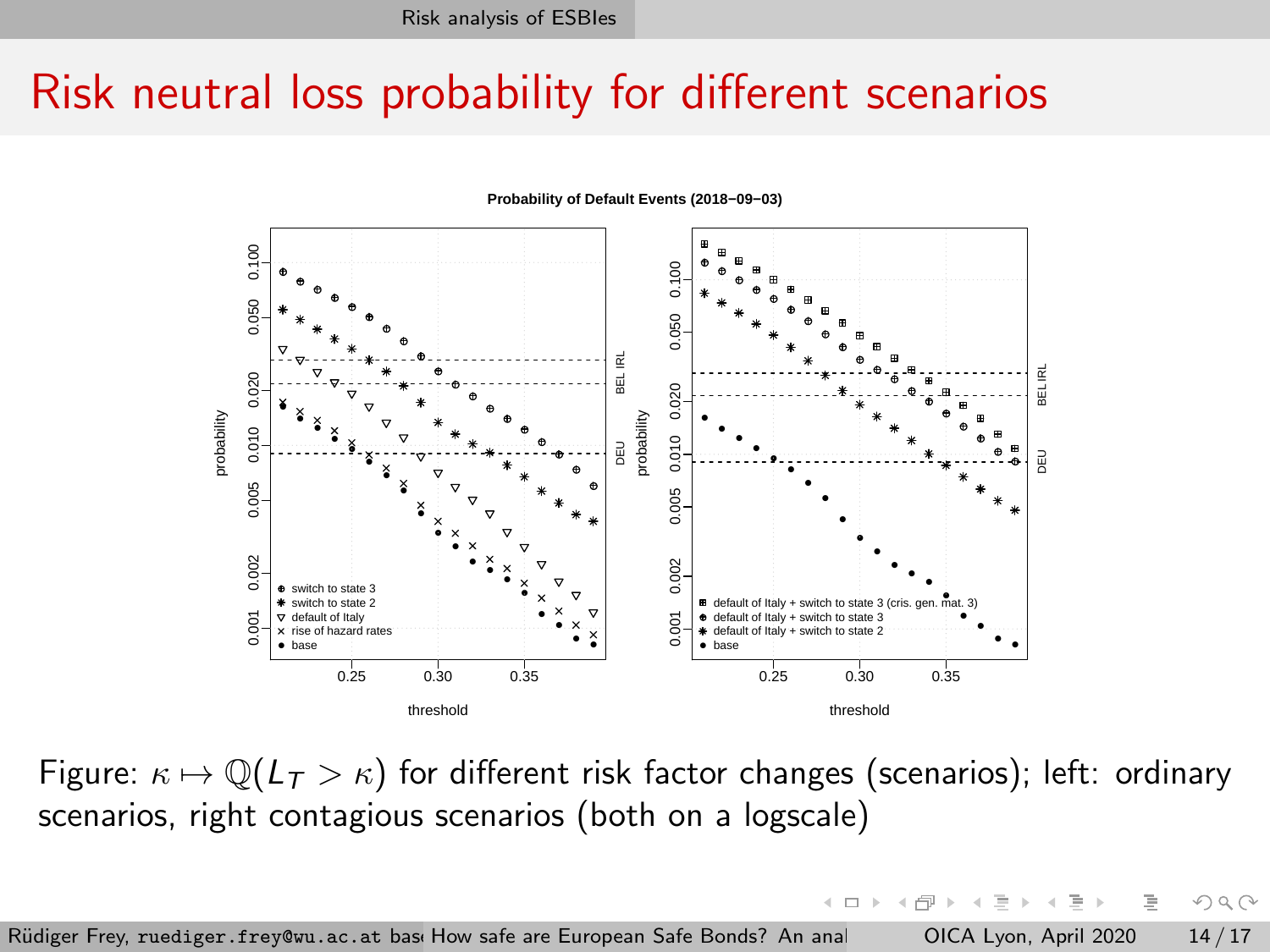# Risk neutral loss probability for different scenarios

Figure: $\kappa \mapsto \mathbb{Q}(L_T > \kappa)$ for different risk factor changes (scenarios); left: ordinary scenarios, right contagious scenarios (both on a logscale)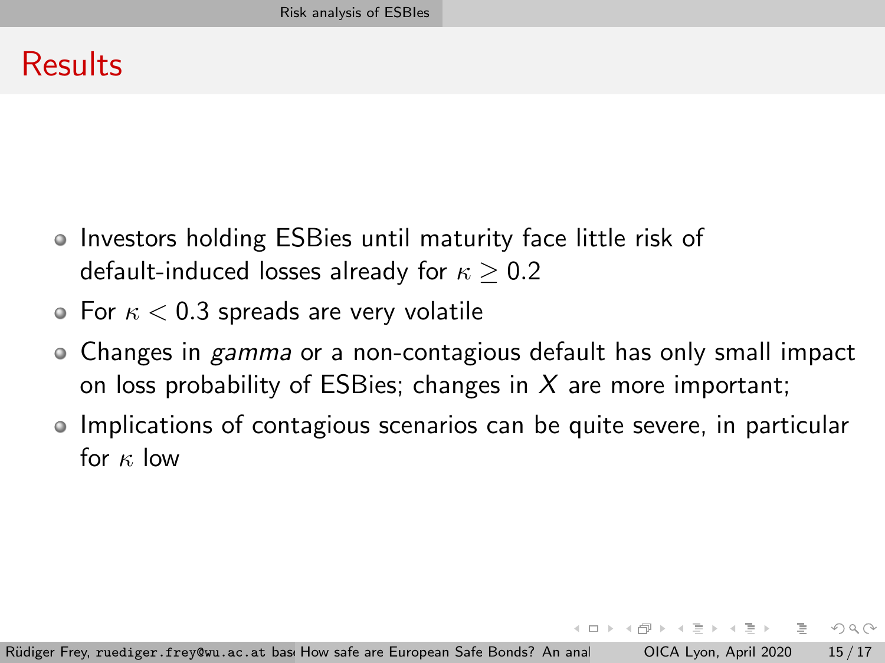## Results

- Investors holding ESBies until maturity face little risk of default-induced losses already for $\kappa \geq 0.2$
- For $\kappa < 0.3$ spreads are very volatile
- Changes in *gamma* or a non-contagious default has only small impact on loss probability of ESBies; changes in $X$ are more important;
- Implications of contagious scenarios can be quite severe, in particular for $\kappa$ low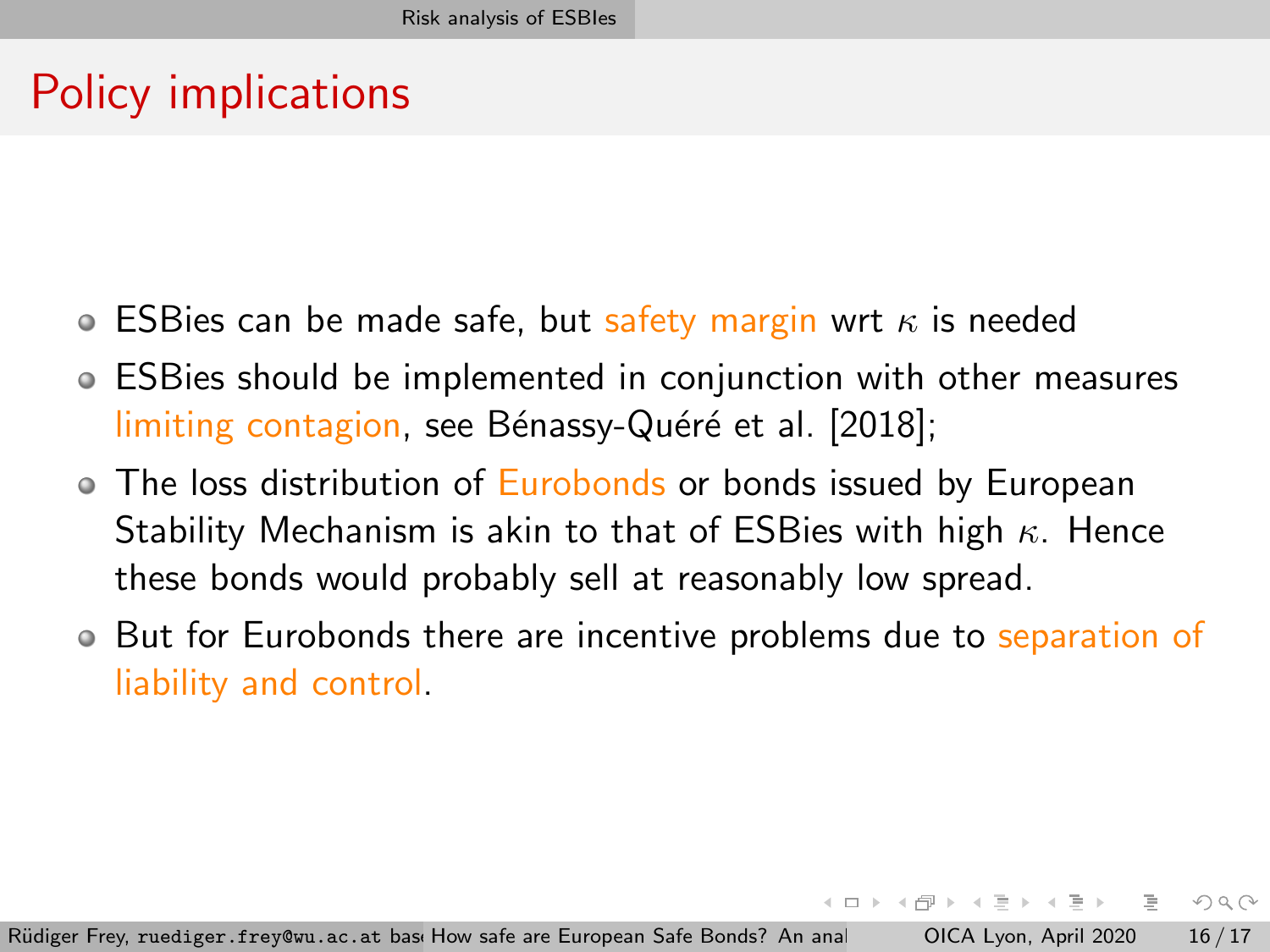# Policy implications

- ESBies can be made safe, but safety margin wrt $\kappa$ is needed
- ESBies should be implemented in conjunction with other measures limiting contagion, see Bénassy-Quéré et al. [2018];
- The loss distribution of Eurobonds or bonds issued by European Stability Mechanism is akin to that of ESBies with high $\kappa$. Hence these bonds would probably sell at reasonably low spread.
- But for Eurobonds there are incentive problems due to separation of liability and control.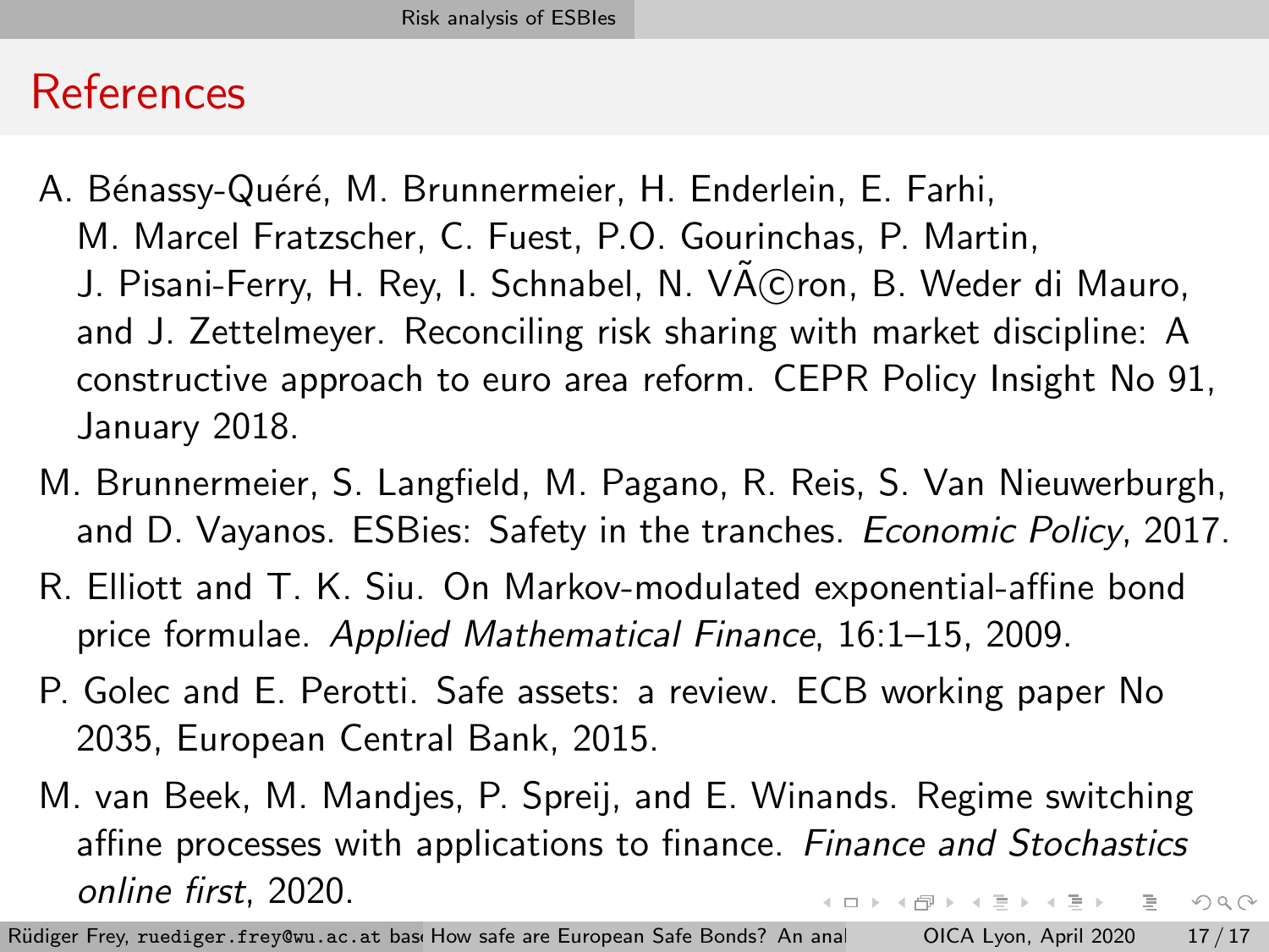# References

A. Bénassy-Quéré, M. Brunnermeier, H. Enderlein, E. Farhi, M. Marcel Fratzscher, C. Fuest, P.O. Gourinchas, P. Martin, J. Pisani-Ferry, H. Rey, I. Schnabel, N. VÃ©ron, B. Weder di Mauro, and J. Zettelmeyer. Reconciling risk sharing with market discipline: A constructive approach to euro area reform. CEPR Policy Insight No 91, January 2018.

M. Brunnermeier, S. Langfield, M. Pagano, R. Reis, S. Van Nieuwerburgh, and D. Vayanos. ESBies: Safety in the tranches. *Economic Policy*, 2017.

R. Elliott and T. K. Siu. On Markov-modulated exponential-affine bond price formulae. *Applied Mathematical Finance*, 16:1–15, 2009.

P. Golec and E. Perotti. Safe assets: a review. ECB working paper No 2035, European Central Bank, 2015.

M. van Beek, M. Mandjes, P. Spreij, and E. Winands. Regime switching affine processes with applications to finance. *Finance and Stochastics online first*, 2020.